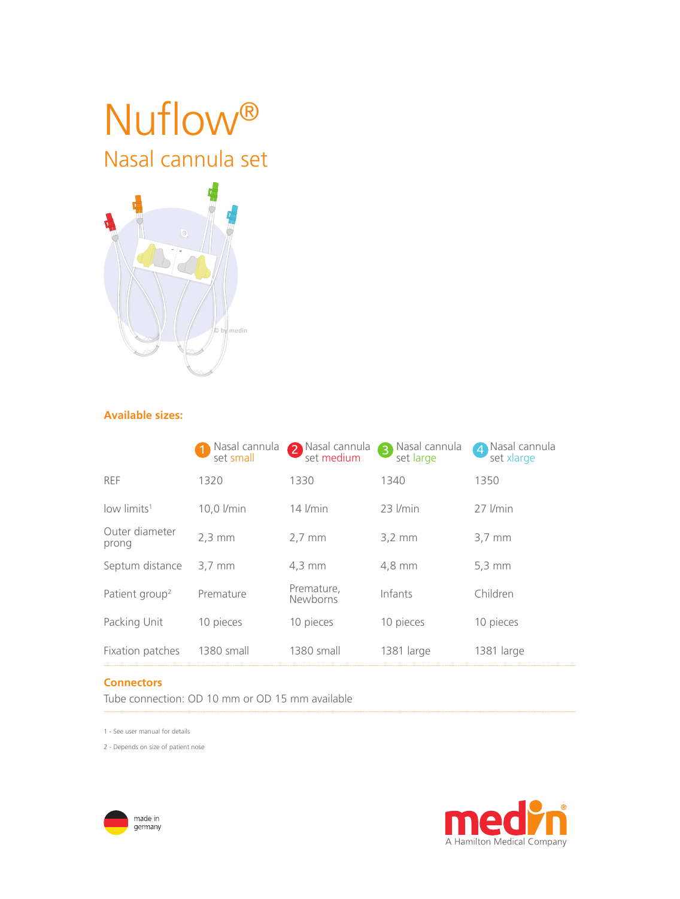# Nuflow®

## Nasal cannula set

**Available sizes:**

| | 1 Nasal cannula set small | 2 Nasal cannula set medium | 3 Nasal cannula set large | 4 Nasal cannula set xlarge |
|---|---|---|---|---|
| REF | 1320 | 1330 | 1340 | 1350 |
| low limits[1] | 10,0 l/min | 14 l/min | 23 l/min | 27 l/min |
| Outer diameter prong | 2,3 mm | 2,7 mm | 3,2 mm | 3,7 mm |
| Septum distance | 3,7 mm | 4,3 mm | 4,8 mm | 5,3 mm |
| Patient group[2] | Premature | Premature, Newborns | Infants | Children |
| Packing Unit | 10 pieces | 10 pieces | 10 pieces | 10 pieces |
| Fixation patches | 1380 small | 1380 small | 1381 large | 1381 large |

**Connectors**

Tube connection: OD 10 mm or OD 15 mm available

1 - See user manual for details

2 - Depends on size of patient nose

made in germany

medin® A Hamilton Medical Company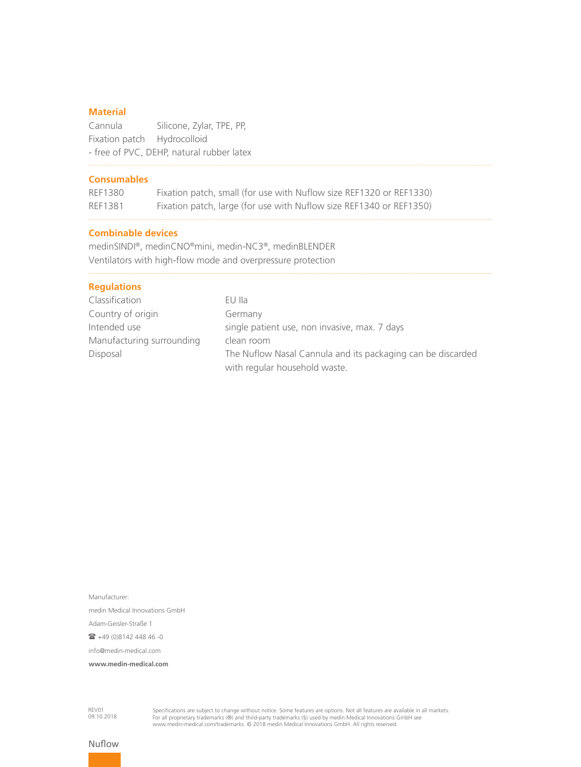## Material

| | |
|---|---|
| Cannula | Silicone, Zylar, TPE, PP, |
| Fixation patch | Hydrocolloid |

- free of PVC, DEHP, natural rubber latex

## Consumables

| | |
|---|---|
| REF1380 | Fixation patch, small (for use with Nuflow size REF1320 or REF1330) |
| REF1381 | Fixation patch, large (for use with Nuflow size REF1340 or REF1350) |

## Combinable devices

medinSINDI®, medinCNO®mini, medin-NC3®, medinBLENDER
Ventilators with high-flow mode and overpressure protection

## Regulations

| | |
|---|---|
| Classification | EU IIa |
| Country of origin | Germany |
| Intended use | single patient use, non invasive, max. 7 days |
| Manufacturing surrounding | clean room |
| Disposal | The Nuflow Nasal Cannula and its packaging can be discarded with regular household waste. |

Manufacturer:

medin Medical Innovations GmbH

Adam-Geisler-Straße 1

☎ +49 (0)8142 448 46 -0

info@medin-medical.com

**www.medin-medical.com**

REV01
09.10.2018

Specifications are subject to change without notice. Some features are options. Not all features are available in all markets. For all proprietary trademarks (®) and third-party trademarks (§) used by medin Medical Innovations GmbH see www.medin-medical.com/trademarks. © 2018 medin Medical Innovations GmbH. All rights reserved.

Nuflow